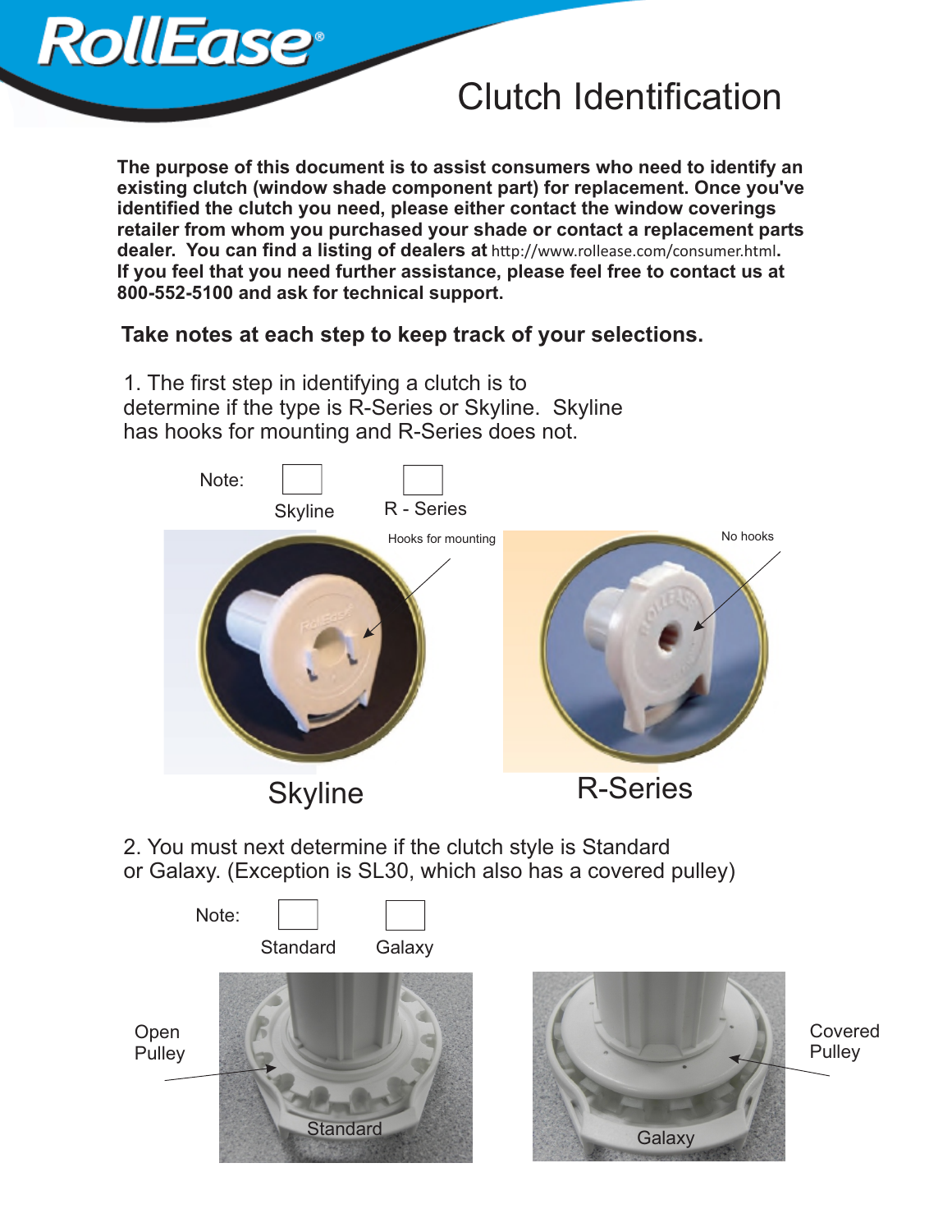RollEase®

# Clutch Identification

**The purpose of this document is to assist consumers who need to identify an existing clutch (window shade component part) for replacement. Once you've identified the clutch you need, please either contact the window coverings retailer from whom you purchased your shade or contact a replacement parts dealer. You can find a listing of dealers at** http://www.rollease.com/consumer.html**. If you feel that you need further assistance, please feel free to contact us at 800-552-5100 and ask for technical support.**

**Take notes at each step to keep track of your selections.**

1. The first step in identifying a clutch is to determine if the type is R-Series or Skyline. Skyline has hooks for mounting and R-Series does not.

Note: ☐ Skyline ☐ R - Series

Hooks for mounting

Skyline

No hooks

R-Series

2. You must next determine if the clutch style is Standard or Galaxy. (Exception is SL30, which also has a covered pulley)

Note: ☐ Standard ☐ Galaxy

Open Pulley

Standard

Covered Pulley

Galaxy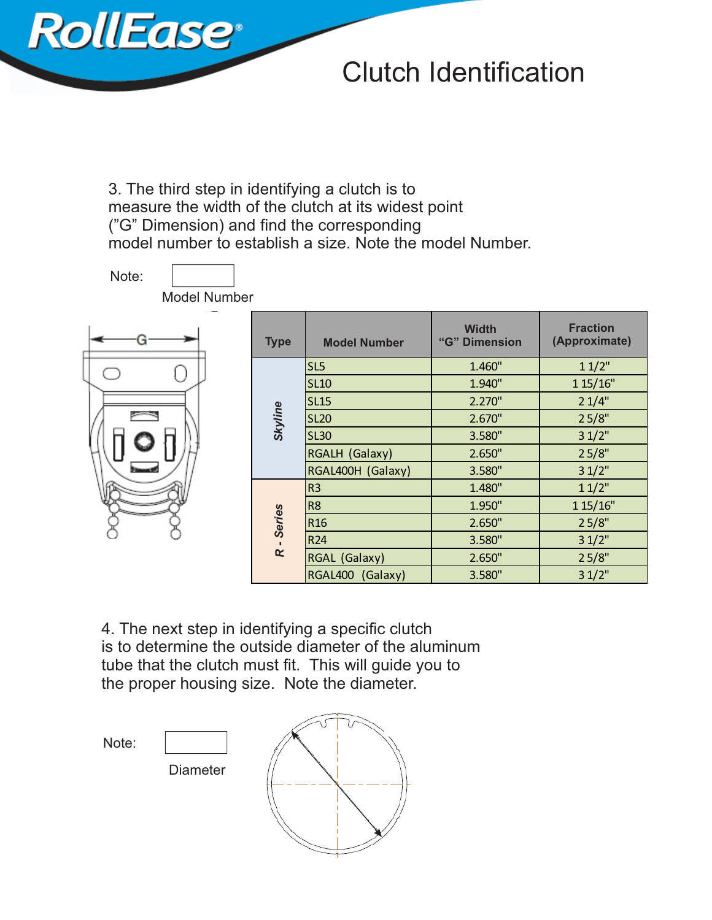# Clutch Identification

3. The third step in identifying a clutch is to measure the width of the clutch at its widest point ("G" Dimension) and find the corresponding model number to establish a size. Note the model Number.

Note: ________
Model Number

| Type | Model Number | Width "G" Dimension | Fraction (Approximate) |
|---|---|---|---|
| *Skyline* | SL5 | 1.460" | 1 1/2" |
| | SL10 | 1.940" | 1 15/16" |
| | SL15 | 2.270" | 2 1/4" |
| | SL20 | 2.670" | 2 5/8" |
| | SL30 | 3.580" | 3 1/2" |
| | RGALH (Galaxy) | 2.650" | 2 5/8" |
| | RGAL400H (Galaxy) | 3.580" | 3 1/2" |
| *R - Series* | R3 | 1.480" | 1 1/2" |
| | R8 | 1.950" | 1 15/16" |
| | R16 | 2.650" | 2 5/8" |
| | R24 | 3.580" | 3 1/2" |
| | RGAL (Galaxy) | 2.650" | 2 5/8" |
| | RGAL400 (Galaxy) | 3.580" | 3 1/2" |

4. The next step in identifying a specific clutch is to determine the outside diameter of the aluminum tube that the clutch must fit. This will guide you to the proper housing size. Note the diameter.

Note: ________
Diameter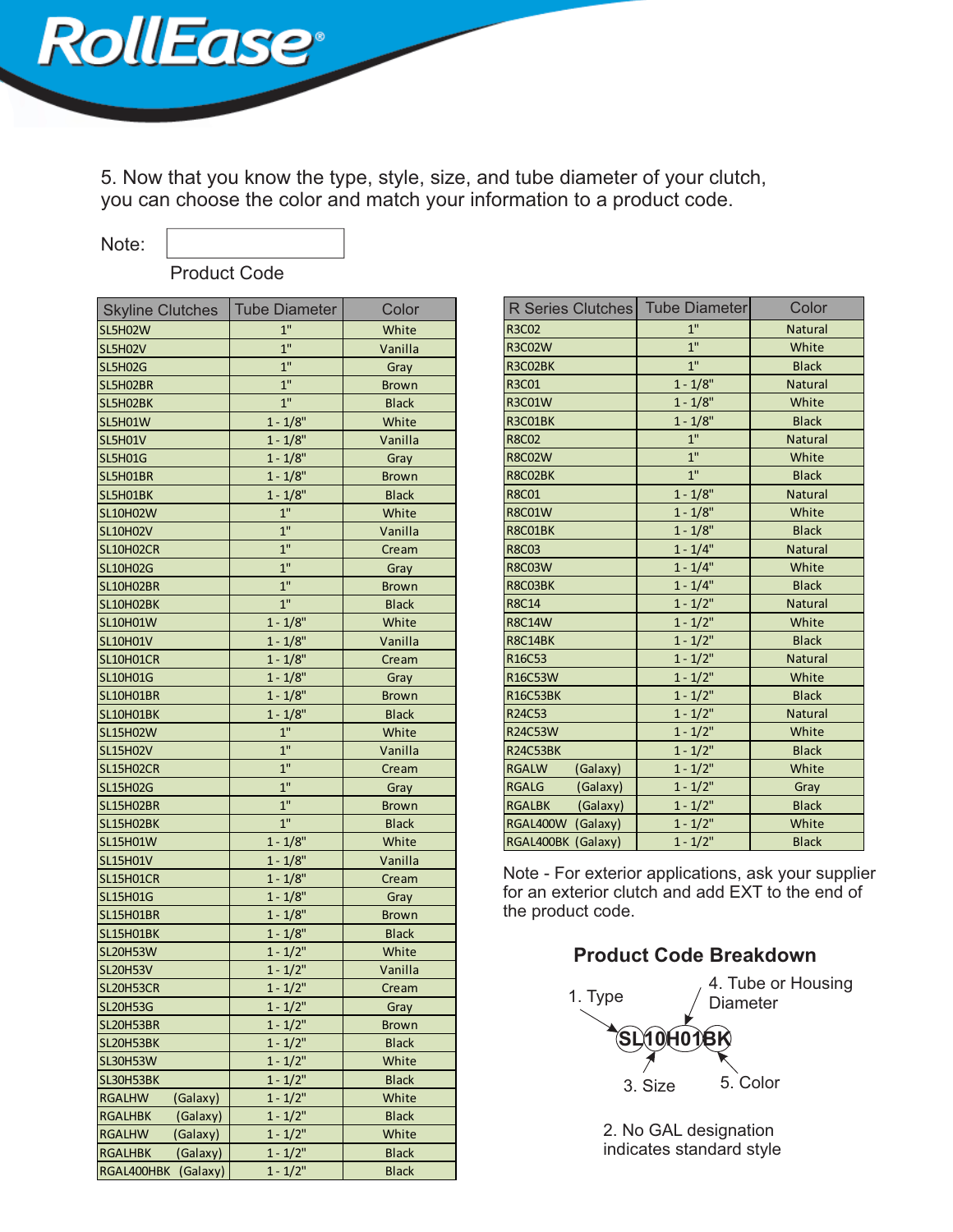RollEase®

5. Now that you know the type, style, size, and tube diameter of your clutch, you can choose the color and match your information to a product code.

Note: 

Product Code

| Skyline Clutches | Tube Diameter | Color |
|---|---|---|
| SL5H02W | 1" | White |
| SL5H02V | 1" | Vanilla |
| SL5H02G | 1" | Gray |
| SL5H02BR | 1" | Brown |
| SL5H02BK | 1" | Black |
| SL5H01W | 1 - 1/8" | White |
| SL5H01V | 1 - 1/8" | Vanilla |
| SL5H01G | 1 - 1/8" | Gray |
| SL5H01BR | 1 - 1/8" | Brown |
| SL5H01BK | 1 - 1/8" | Black |
| SL10H02W | 1" | White |
| SL10H02V | 1" | Vanilla |
| SL10H02CR | 1" | Cream |
| SL10H02G | 1" | Gray |
| SL10H02BR | 1" | Brown |
| SL10H02BK | 1" | Black |
| SL10H01W | 1 - 1/8" | White |
| SL10H01V | 1 - 1/8" | Vanilla |
| SL10H01CR | 1 - 1/8" | Cream |
| SL10H01G | 1 - 1/8" | Gray |
| SL10H01BR | 1 - 1/8" | Brown |
| SL10H01BK | 1 - 1/8" | Black |
| SL15H02W | 1" | White |
| SL15H02V | 1" | Vanilla |
| SL15H02CR | 1" | Cream |
| SL15H02G | 1" | Gray |
| SL15H02BR | 1" | Brown |
| SL15H02BK | 1" | Black |
| SL15H01W | 1 - 1/8" | White |
| SL15H01V | 1 - 1/8" | Vanilla |
| SL15H01CR | 1 - 1/8" | Cream |
| SL15H01G | 1 - 1/8" | Gray |
| SL15H01BR | 1 - 1/8" | Brown |
| SL15H01BK | 1 - 1/8" | Black |
| SL20H53W | 1 - 1/2" | White |
| SL20H53V | 1 - 1/2" | Vanilla |
| SL20H53CR | 1 - 1/2" | Cream |
| SL20H53G | 1 - 1/2" | Gray |
| SL20H53BR | 1 - 1/2" | Brown |
| SL20H53BK | 1 - 1/2" | Black |
| SL30H53W | 1 - 1/2" | White |
| SL30H53BK | 1 - 1/2" | Black |
| RGALHW (Galaxy) | 1 - 1/2" | White |
| RGALHBK (Galaxy) | 1 - 1/2" | Black |
| RGALHW (Galaxy) | 1 - 1/2" | White |
| RGALHBK (Galaxy) | 1 - 1/2" | Black |
| RGAL400HBK (Galaxy) | 1 - 1/2" | Black |

| R Series Clutches | Tube Diameter | Color |
|---|---|---|
| R3C02 | 1" | Natural |
| R3C02W | 1" | White |
| R3C02BK | 1" | Black |
| R3C01 | 1 - 1/8" | Natural |
| R3C01W | 1 - 1/8" | White |
| R3C01BK | 1 - 1/8" | Black |
| R8C02 | 1" | Natural |
| R8C02W | 1" | White |
| R8C02BK | 1" | Black |
| R8C01 | 1 - 1/8" | Natural |
| R8C01W | 1 - 1/8" | White |
| R8C01BK | 1 - 1/8" | Black |
| R8C03 | 1 - 1/4" | Natural |
| R8C03W | 1 - 1/4" | White |
| R8C03BK | 1 - 1/4" | Black |
| R8C14 | 1 - 1/2" | Natural |
| R8C14W | 1 - 1/2" | White |
| R8C14BK | 1 - 1/2" | Black |
| R16C53 | 1 - 1/2" | Natural |
| R16C53W | 1 - 1/2" | White |
| R16C53BK | 1 - 1/2" | Black |
| R24C53 | 1 - 1/2" | Natural |
| R24C53W | 1 - 1/2" | White |
| R24C53BK | 1 - 1/2" | Black |
| RGALW (Galaxy) | 1 - 1/2" | White |
| RGALG (Galaxy) | 1 - 1/2" | Gray |
| RGALBK (Galaxy) | 1 - 1/2" | Black |
| RGAL400W (Galaxy) | 1 - 1/2" | White |
| RGAL400BK (Galaxy) | 1 - 1/2" | Black |

Note - For exterior applications, ask your supplier for an exterior clutch and add EXT to the end of the product code.

## Product Code Breakdown

SL10H01BK

1. Type
2. No GAL designation indicates standard style
3. Size
4. Tube or Housing Diameter
5. Color